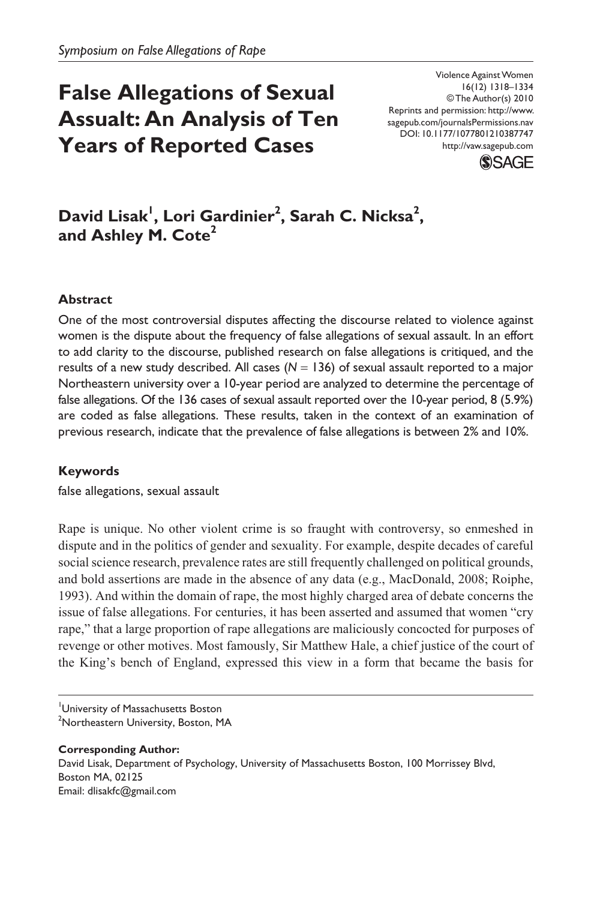*Symposium on False Allegations of Rape*

# False Allegations of Sexual Assault: An Analysis of Ten Years of Reported Cases

Violence Against Women
16(12) 1318–1334
© The Author(s) 2010
Reprints and permission: http://www.sagepub.com/journalsPermissions.nav
DOI: 10.1177/1077801210387747
http://vaw.sagepub.com

**David Lisak[1], Lori Gardinier[2], Sarah C. Nicksa[2], and Ashley M. Cote[2]**

### Abstract

One of the most controversial disputes affecting the discourse related to violence against women is the dispute about the frequency of false allegations of sexual assault. In an effort to add clarity to the discourse, published research on false allegations is critiqued, and the results of a new study described. All cases ($N$ = 136) of sexual assault reported to a major Northeastern university over a 10-year period are analyzed to determine the percentage of false allegations. Of the 136 cases of sexual assault reported over the 10-year period, 8 (5.9%) are coded as false allegations. These results, taken in the context of an examination of previous research, indicate that the prevalence of false allegations is between 2% and 10%.

### Keywords

false allegations, sexual assault

Rape is unique. No other violent crime is so fraught with controversy, so enmeshed in dispute and in the politics of gender and sexuality. For example, despite decades of careful social science research, prevalence rates are still frequently challenged on political grounds, and bold assertions are made in the absence of any data (e.g., MacDonald, 2008; Roiphe, 1993). And within the domain of rape, the most highly charged area of debate concerns the issue of false allegations. For centuries, it has been asserted and assumed that women "cry rape," that a large proportion of rape allegations are maliciously concocted for purposes of revenge or other motives. Most famously, Sir Matthew Hale, a chief justice of the court of the King's bench of England, expressed this view in a form that became the basis for

[1]University of Massachusetts Boston
[2]Northeastern University, Boston, MA

**Corresponding Author:**
David Lisak, Department of Psychology, University of Massachusetts Boston, 100 Morrissey Blvd, Boston MA, 02125
Email: dlisakfc@gmail.com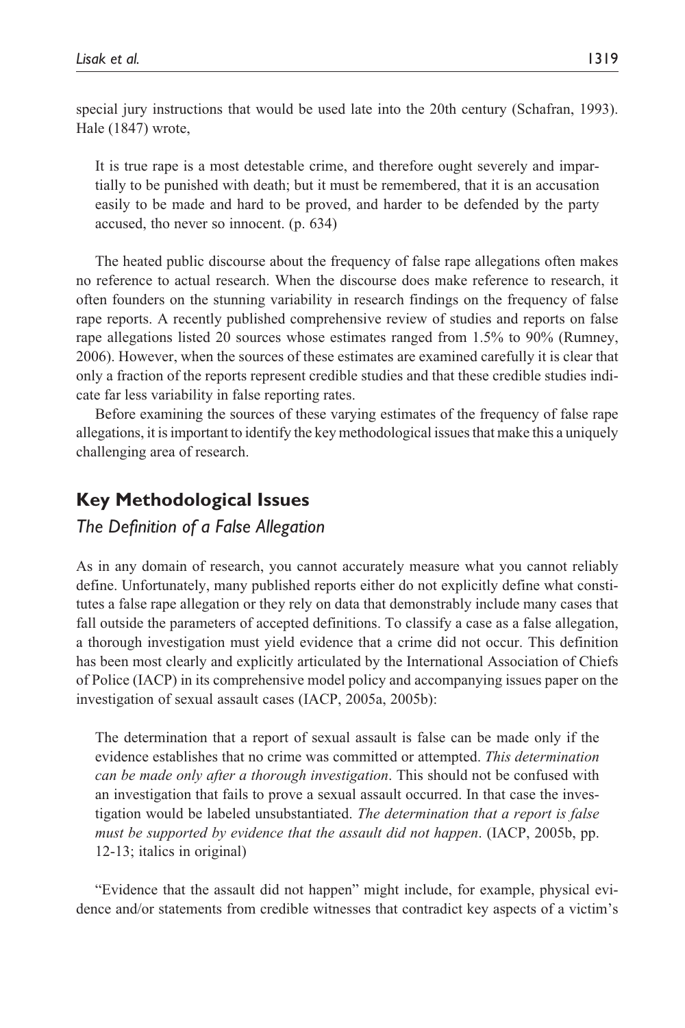special jury instructions that would be used late into the 20th century (Schafran, 1993). Hale (1847) wrote,

> It is true rape is a most detestable crime, and therefore ought severely and impartially to be punished with death; but it must be remembered, that it is an accusation easily to be made and hard to be proved, and harder to be defended by the party accused, tho never so innocent. (p. 634)

The heated public discourse about the frequency of false rape allegations often makes no reference to actual research. When the discourse does make reference to research, it often founders on the stunning variability in research findings on the frequency of false rape reports. A recently published comprehensive review of studies and reports on false rape allegations listed 20 sources whose estimates ranged from 1.5% to 90% (Rumney, 2006). However, when the sources of these estimates are examined carefully it is clear that only a fraction of the reports represent credible studies and that these credible studies indicate far less variability in false reporting rates.

Before examining the sources of these varying estimates of the frequency of false rape allegations, it is important to identify the key methodological issues that make this a uniquely challenging area of research.

## Key Methodological Issues

### *The Definition of a False Allegation*

As in any domain of research, you cannot accurately measure what you cannot reliably define. Unfortunately, many published reports either do not explicitly define what constitutes a false rape allegation or they rely on data that demonstrably include many cases that fall outside the parameters of accepted definitions. To classify a case as a false allegation, a thorough investigation must yield evidence that a crime did not occur. This definition has been most clearly and explicitly articulated by the International Association of Chiefs of Police (IACP) in its comprehensive model policy and accompanying issues paper on the investigation of sexual assault cases (IACP, 2005a, 2005b):

> The determination that a report of sexual assault is false can be made only if the evidence establishes that no crime was committed or attempted. *This determination can be made only after a thorough investigation*. This should not be confused with an investigation that fails to prove a sexual assault occurred. In that case the investigation would be labeled unsubstantiated. *The determination that a report is false must be supported by evidence that the assault did not happen*. (IACP, 2005b, pp. 12-13; italics in original)

"Evidence that the assault did not happen" might include, for example, physical evidence and/or statements from credible witnesses that contradict key aspects of a victim's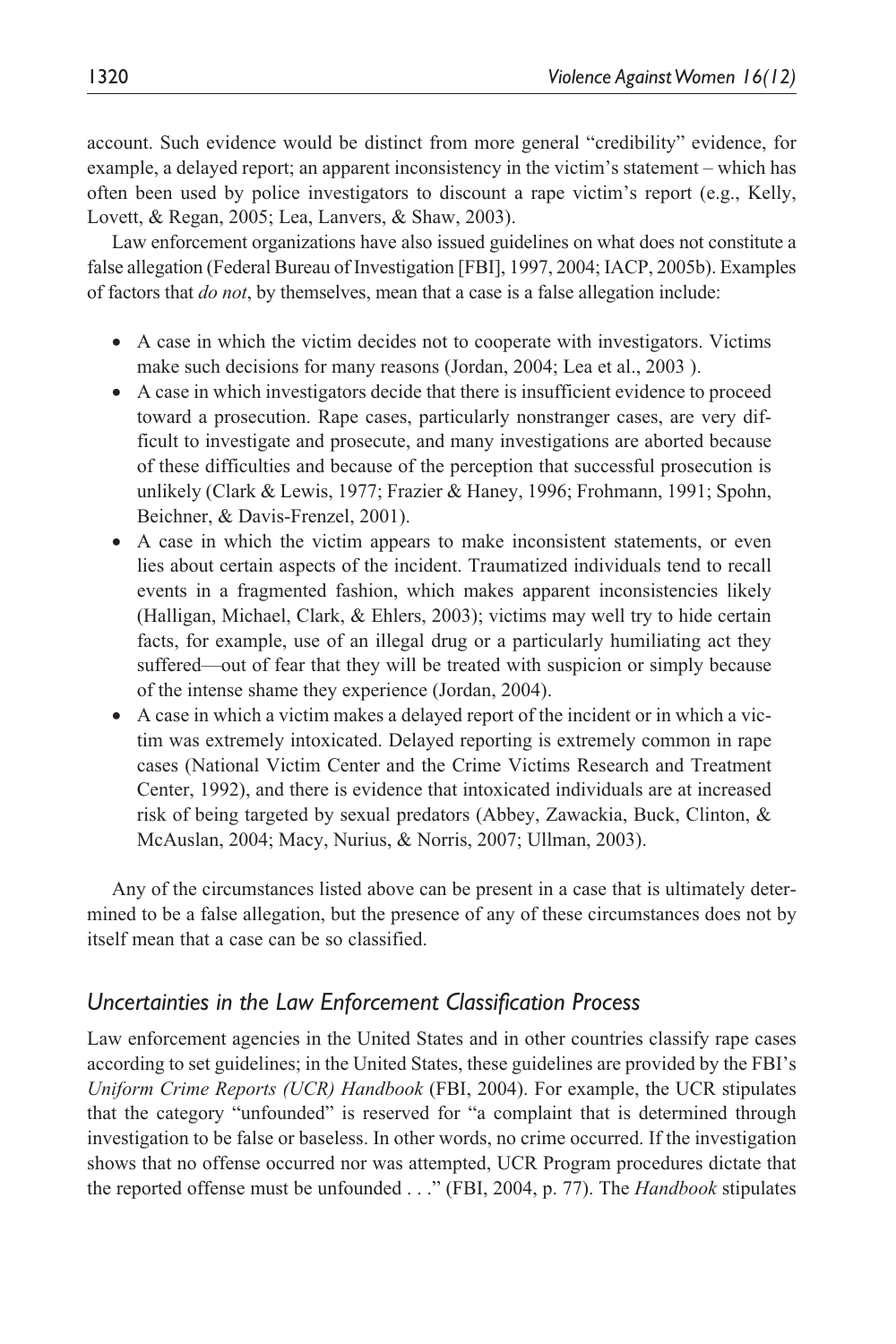account. Such evidence would be distinct from more general "credibility" evidence, for example, a delayed report; an apparent inconsistency in the victim's statement – which has often been used by police investigators to discount a rape victim's report (e.g., Kelly, Lovett, & Regan, 2005; Lea, Lanvers, & Shaw, 2003).

Law enforcement organizations have also issued guidelines on what does not constitute a false allegation (Federal Bureau of Investigation [FBI], 1997, 2004; IACP, 2005b). Examples of factors that *do not*, by themselves, mean that a case is a false allegation include:

- A case in which the victim decides not to cooperate with investigators. Victims make such decisions for many reasons (Jordan, 2004; Lea et al., 2003 ).
- A case in which investigators decide that there is insufficient evidence to proceed toward a prosecution. Rape cases, particularly nonstranger cases, are very difficult to investigate and prosecute, and many investigations are aborted because of these difficulties and because of the perception that successful prosecution is unlikely (Clark & Lewis, 1977; Frazier & Haney, 1996; Frohmann, 1991; Spohn, Beichner, & Davis-Frenzel, 2001).
- A case in which the victim appears to make inconsistent statements, or even lies about certain aspects of the incident. Traumatized individuals tend to recall events in a fragmented fashion, which makes apparent inconsistencies likely (Halligan, Michael, Clark, & Ehlers, 2003); victims may well try to hide certain facts, for example, use of an illegal drug or a particularly humiliating act they suffered—out of fear that they will be treated with suspicion or simply because of the intense shame they experience (Jordan, 2004).
- A case in which a victim makes a delayed report of the incident or in which a victim was extremely intoxicated. Delayed reporting is extremely common in rape cases (National Victim Center and the Crime Victims Research and Treatment Center, 1992), and there is evidence that intoxicated individuals are at increased risk of being targeted by sexual predators (Abbey, Zawackia, Buck, Clinton, & McAuslan, 2004; Macy, Nurius, & Norris, 2007; Ullman, 2003).

Any of the circumstances listed above can be present in a case that is ultimately determined to be a false allegation, but the presence of any of these circumstances does not by itself mean that a case can be so classified.

### *Uncertainties in the Law Enforcement Classification Process*

Law enforcement agencies in the United States and in other countries classify rape cases according to set guidelines; in the United States, these guidelines are provided by the FBI's *Uniform Crime Reports (UCR) Handbook* (FBI, 2004). For example, the UCR stipulates that the category "unfounded" is reserved for "a complaint that is determined through investigation to be false or baseless. In other words, no crime occurred. If the investigation shows that no offense occurred nor was attempted, UCR Program procedures dictate that the reported offense must be unfounded . . ." (FBI, 2004, p. 77). The *Handbook* stipulates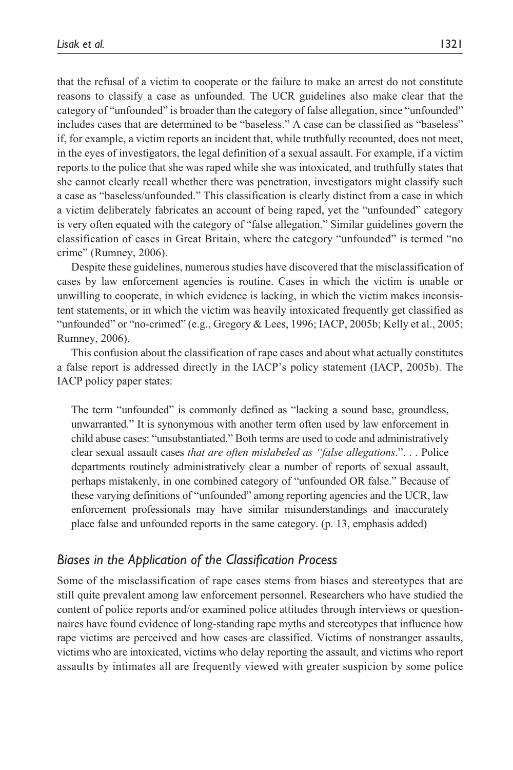that the refusal of a victim to cooperate or the failure to make an arrest do not constitute reasons to classify a case as unfounded. The UCR guidelines also make clear that the category of "unfounded" is broader than the category of false allegation, since "unfounded" includes cases that are determined to be "baseless." A case can be classified as "baseless" if, for example, a victim reports an incident that, while truthfully recounted, does not meet, in the eyes of investigators, the legal definition of a sexual assault. For example, if a victim reports to the police that she was raped while she was intoxicated, and truthfully states that she cannot clearly recall whether there was penetration, investigators might classify such a case as "baseless/unfounded." This classification is clearly distinct from a case in which a victim deliberately fabricates an account of being raped, yet the "unfounded" category is very often equated with the category of "false allegation." Similar guidelines govern the classification of cases in Great Britain, where the category "unfounded" is termed "no crime" (Rumney, 2006).

Despite these guidelines, numerous studies have discovered that the misclassification of cases by law enforcement agencies is routine. Cases in which the victim is unable or unwilling to cooperate, in which evidence is lacking, in which the victim makes inconsistent statements, or in which the victim was heavily intoxicated frequently get classified as "unfounded" or "no-crimed" (e.g., Gregory & Lees, 1996; IACP, 2005b; Kelly et al., 2005; Rumney, 2006).

This confusion about the classification of rape cases and about what actually constitutes a false report is addressed directly in the IACP's policy statement (IACP, 2005b). The IACP policy paper states:

> The term "unfounded" is commonly defined as "lacking a sound base, groundless, unwarranted." It is synonymous with another term often used by law enforcement in child abuse cases: "unsubstantiated." Both terms are used to code and administratively clear sexual assault cases *that are often mislabeled as "false allegations*.". . . Police departments routinely administratively clear a number of reports of sexual assault, perhaps mistakenly, in one combined category of "unfounded OR false." Because of these varying definitions of "unfounded" among reporting agencies and the UCR, law enforcement professionals may have similar misunderstandings and inaccurately place false and unfounded reports in the same category. (p. 13, emphasis added)

## *Biases in the Application of the Classification Process*

Some of the misclassification of rape cases stems from biases and stereotypes that are still quite prevalent among law enforcement personnel. Researchers who have studied the content of police reports and/or examined police attitudes through interviews or questionnaires have found evidence of long-standing rape myths and stereotypes that influence how rape victims are perceived and how cases are classified. Victims of nonstranger assaults, victims who are intoxicated, victims who delay reporting the assault, and victims who report assaults by intimates all are frequently viewed with greater suspicion by some police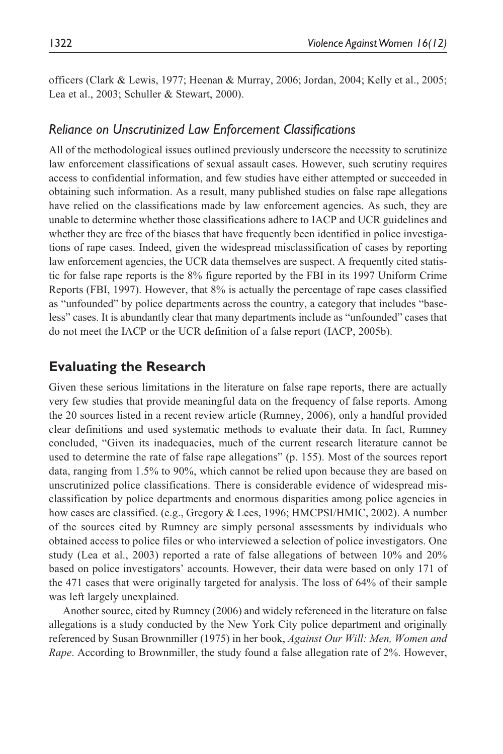officers (Clark & Lewis, 1977; Heenan & Murray, 2006; Jordan, 2004; Kelly et al., 2005; Lea et al., 2003; Schuller & Stewart, 2000).

### *Reliance on Unscrutinized Law Enforcement Classifications*

All of the methodological issues outlined previously underscore the necessity to scrutinize law enforcement classifications of sexual assault cases. However, such scrutiny requires access to confidential information, and few studies have either attempted or succeeded in obtaining such information. As a result, many published studies on false rape allegations have relied on the classifications made by law enforcement agencies. As such, they are unable to determine whether those classifications adhere to IACP and UCR guidelines and whether they are free of the biases that have frequently been identified in police investigations of rape cases. Indeed, given the widespread misclassification of cases by reporting law enforcement agencies, the UCR data themselves are suspect. A frequently cited statistic for false rape reports is the 8% figure reported by the FBI in its 1997 Uniform Crime Reports (FBI, 1997). However, that 8% is actually the percentage of rape cases classified as "unfounded" by police departments across the country, a category that includes "baseless" cases. It is abundantly clear that many departments include as "unfounded" cases that do not meet the IACP or the UCR definition of a false report (IACP, 2005b).

## Evaluating the Research

Given these serious limitations in the literature on false rape reports, there are actually very few studies that provide meaningful data on the frequency of false reports. Among the 20 sources listed in a recent review article (Rumney, 2006), only a handful provided clear definitions and used systematic methods to evaluate their data. In fact, Rumney concluded, "Given its inadequacies, much of the current research literature cannot be used to determine the rate of false rape allegations" (p. 155). Most of the sources report data, ranging from 1.5% to 90%, which cannot be relied upon because they are based on unscrutinized police classifications. There is considerable evidence of widespread misclassification by police departments and enormous disparities among police agencies in how cases are classified. (e.g., Gregory & Lees, 1996; HMCPSI/HMIC, 2002). A number of the sources cited by Rumney are simply personal assessments by individuals who obtained access to police files or who interviewed a selection of police investigators. One study (Lea et al., 2003) reported a rate of false allegations of between 10% and 20% based on police investigators' accounts. However, their data were based on only 171 of the 471 cases that were originally targeted for analysis. The loss of 64% of their sample was left largely unexplained.

Another source, cited by Rumney (2006) and widely referenced in the literature on false allegations is a study conducted by the New York City police department and originally referenced by Susan Brownmiller (1975) in her book, *Against Our Will: Men, Women and Rape*. According to Brownmiller, the study found a false allegation rate of 2%. However,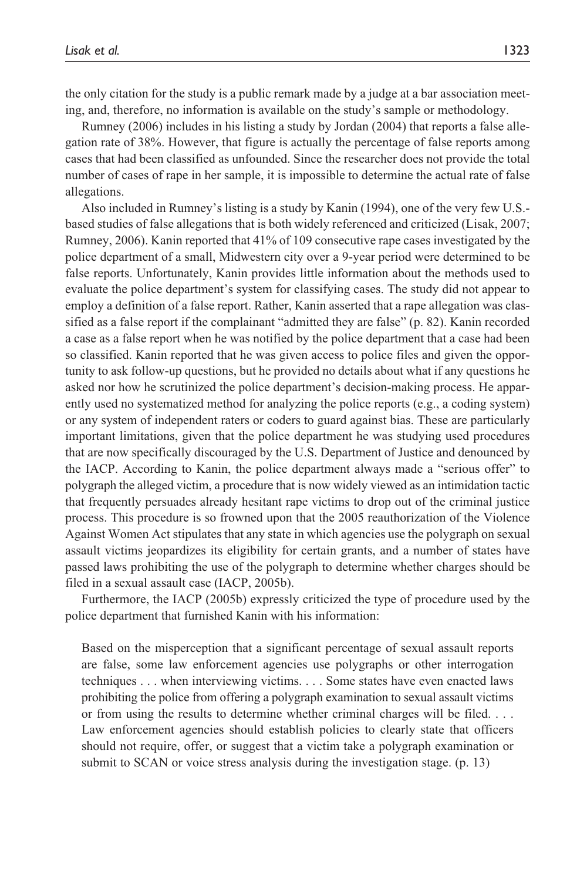the only citation for the study is a public remark made by a judge at a bar association meeting, and, therefore, no information is available on the study's sample or methodology.

Rumney (2006) includes in his listing a study by Jordan (2004) that reports a false allegation rate of 38%. However, that figure is actually the percentage of false reports among cases that had been classified as unfounded. Since the researcher does not provide the total number of cases of rape in her sample, it is impossible to determine the actual rate of false allegations.

Also included in Rumney's listing is a study by Kanin (1994), one of the very few U.S.-based studies of false allegations that is both widely referenced and criticized (Lisak, 2007; Rumney, 2006). Kanin reported that 41% of 109 consecutive rape cases investigated by the police department of a small, Midwestern city over a 9-year period were determined to be false reports. Unfortunately, Kanin provides little information about the methods used to evaluate the police department's system for classifying cases. The study did not appear to employ a definition of a false report. Rather, Kanin asserted that a rape allegation was classified as a false report if the complainant "admitted they are false" (p. 82). Kanin recorded a case as a false report when he was notified by the police department that a case had been so classified. Kanin reported that he was given access to police files and given the opportunity to ask follow-up questions, but he provided no details about what if any questions he asked nor how he scrutinized the police department's decision-making process. He apparently used no systematized method for analyzing the police reports (e.g., a coding system) or any system of independent raters or coders to guard against bias. These are particularly important limitations, given that the police department he was studying used procedures that are now specifically discouraged by the U.S. Department of Justice and denounced by the IACP. According to Kanin, the police department always made a "serious offer" to polygraph the alleged victim, a procedure that is now widely viewed as an intimidation tactic that frequently persuades already hesitant rape victims to drop out of the criminal justice process. This procedure is so frowned upon that the 2005 reauthorization of the Violence Against Women Act stipulates that any state in which agencies use the polygraph on sexual assault victims jeopardizes its eligibility for certain grants, and a number of states have passed laws prohibiting the use of the polygraph to determine whether charges should be filed in a sexual assault case (IACP, 2005b).

Furthermore, the IACP (2005b) expressly criticized the type of procedure used by the police department that furnished Kanin with his information:

> Based on the misperception that a significant percentage of sexual assault reports are false, some law enforcement agencies use polygraphs or other interrogation techniques . . . when interviewing victims. . . . Some states have even enacted laws prohibiting the police from offering a polygraph examination to sexual assault victims or from using the results to determine whether criminal charges will be filed. . . . Law enforcement agencies should establish policies to clearly state that officers should not require, offer, or suggest that a victim take a polygraph examination or submit to SCAN or voice stress analysis during the investigation stage. (p. 13)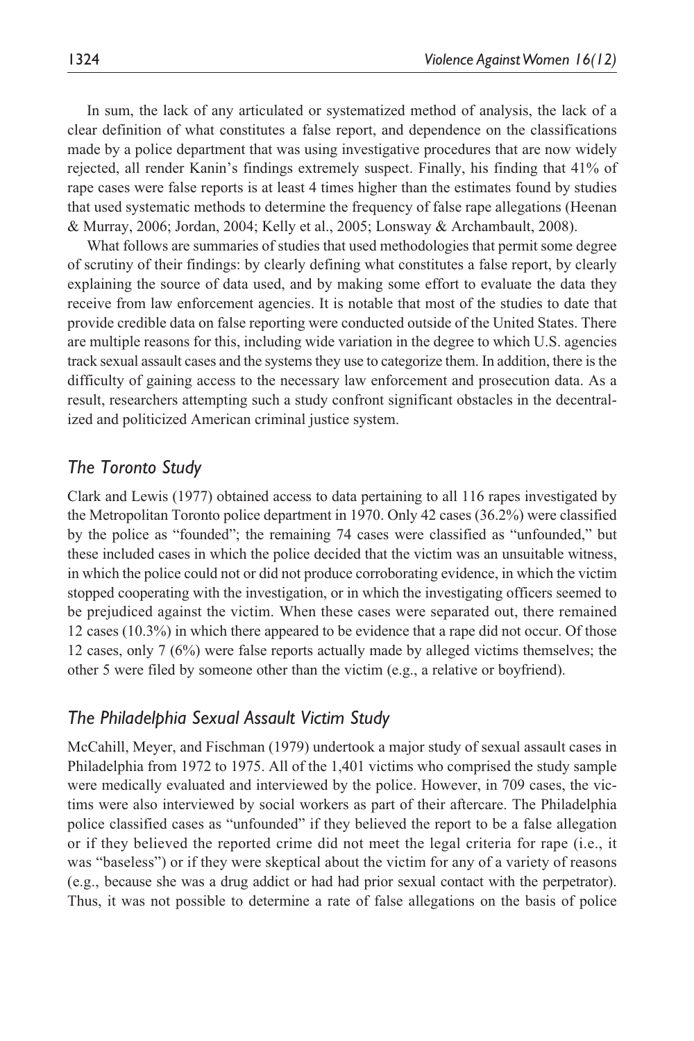In sum, the lack of any articulated or systematized method of analysis, the lack of a clear definition of what constitutes a false report, and dependence on the classifications made by a police department that was using investigative procedures that are now widely rejected, all render Kanin's findings extremely suspect. Finally, his finding that 41% of rape cases were false reports is at least 4 times higher than the estimates found by studies that used systematic methods to determine the frequency of false rape allegations (Heenan & Murray, 2006; Jordan, 2004; Kelly et al., 2005; Lonsway & Archambault, 2008).

What follows are summaries of studies that used methodologies that permit some degree of scrutiny of their findings: by clearly defining what constitutes a false report, by clearly explaining the source of data used, and by making some effort to evaluate the data they receive from law enforcement agencies. It is notable that most of the studies to date that provide credible data on false reporting were conducted outside of the United States. There are multiple reasons for this, including wide variation in the degree to which U.S. agencies track sexual assault cases and the systems they use to categorize them. In addition, there is the difficulty of gaining access to the necessary law enforcement and prosecution data. As a result, researchers attempting such a study confront significant obstacles in the decentralized and politicized American criminal justice system.

## *The Toronto Study*

Clark and Lewis (1977) obtained access to data pertaining to all 116 rapes investigated by the Metropolitan Toronto police department in 1970. Only 42 cases (36.2%) were classified by the police as "founded"; the remaining 74 cases were classified as "unfounded," but these included cases in which the police decided that the victim was an unsuitable witness, in which the police could not or did not produce corroborating evidence, in which the victim stopped cooperating with the investigation, or in which the investigating officers seemed to be prejudiced against the victim. When these cases were separated out, there remained 12 cases (10.3%) in which there appeared to be evidence that a rape did not occur. Of those 12 cases, only 7 (6%) were false reports actually made by alleged victims themselves; the other 5 were filed by someone other than the victim (e.g., a relative or boyfriend).

## *The Philadelphia Sexual Assault Victim Study*

McCahill, Meyer, and Fischman (1979) undertook a major study of sexual assault cases in Philadelphia from 1972 to 1975. All of the 1,401 victims who comprised the study sample were medically evaluated and interviewed by the police. However, in 709 cases, the victims were also interviewed by social workers as part of their aftercare. The Philadelphia police classified cases as "unfounded" if they believed the report to be a false allegation or if they believed the reported crime did not meet the legal criteria for rape (i.e., it was "baseless") or if they were skeptical about the victim for any of a variety of reasons (e.g., because she was a drug addict or had had prior sexual contact with the perpetrator). Thus, it was not possible to determine a rate of false allegations on the basis of police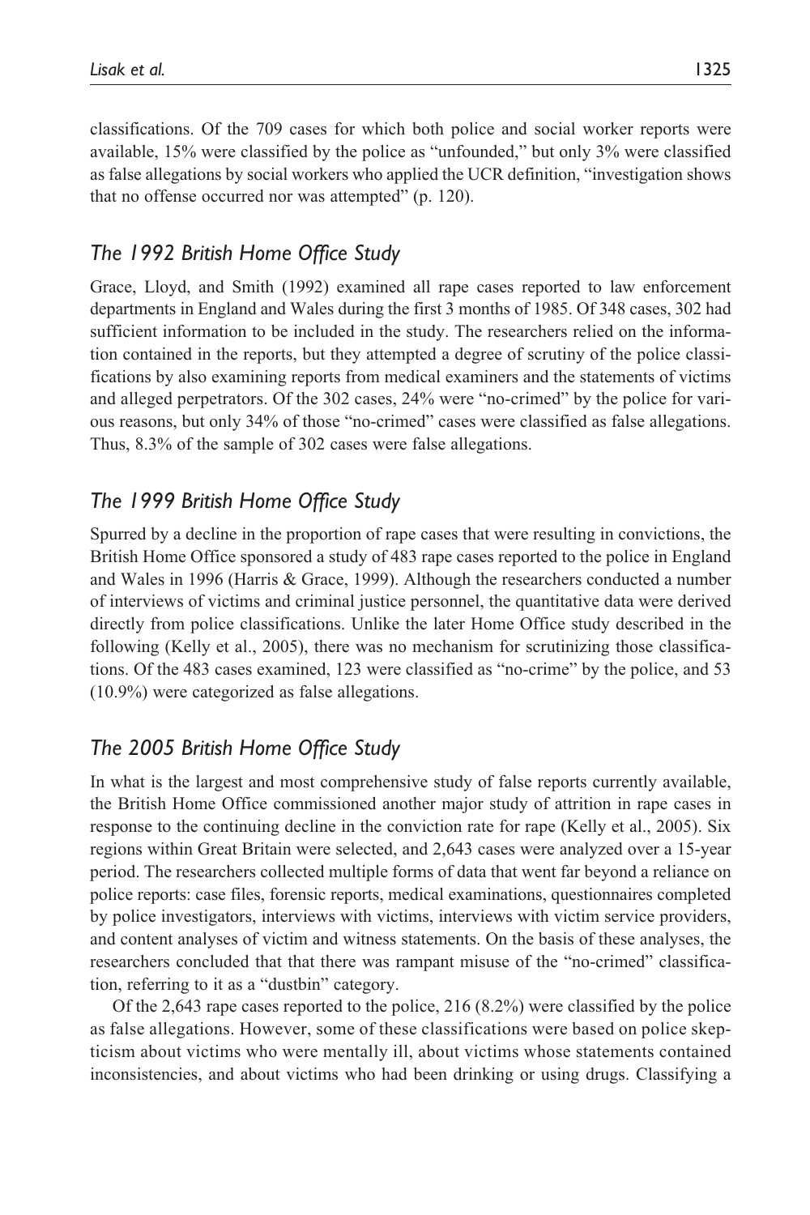classifications. Of the 709 cases for which both police and social worker reports were available, 15% were classified by the police as "unfounded," but only 3% were classified as false allegations by social workers who applied the UCR definition, "investigation shows that no offense occurred nor was attempted" (p. 120).

## *The 1992 British Home Office Study*

Grace, Lloyd, and Smith (1992) examined all rape cases reported to law enforcement departments in England and Wales during the first 3 months of 1985. Of 348 cases, 302 had sufficient information to be included in the study. The researchers relied on the information contained in the reports, but they attempted a degree of scrutiny of the police classifications by also examining reports from medical examiners and the statements of victims and alleged perpetrators. Of the 302 cases, 24% were "no-crimed" by the police for various reasons, but only 34% of those "no-crimed" cases were classified as false allegations. Thus, 8.3% of the sample of 302 cases were false allegations.

## *The 1999 British Home Office Study*

Spurred by a decline in the proportion of rape cases that were resulting in convictions, the British Home Office sponsored a study of 483 rape cases reported to the police in England and Wales in 1996 (Harris & Grace, 1999). Although the researchers conducted a number of interviews of victims and criminal justice personnel, the quantitative data were derived directly from police classifications. Unlike the later Home Office study described in the following (Kelly et al., 2005), there was no mechanism for scrutinizing those classifications. Of the 483 cases examined, 123 were classified as "no-crime" by the police, and 53 (10.9%) were categorized as false allegations.

## *The 2005 British Home Office Study*

In what is the largest and most comprehensive study of false reports currently available, the British Home Office commissioned another major study of attrition in rape cases in response to the continuing decline in the conviction rate for rape (Kelly et al., 2005). Six regions within Great Britain were selected, and 2,643 cases were analyzed over a 15-year period. The researchers collected multiple forms of data that went far beyond a reliance on police reports: case files, forensic reports, medical examinations, questionnaires completed by police investigators, interviews with victims, interviews with victim service providers, and content analyses of victim and witness statements. On the basis of these analyses, the researchers concluded that that there was rampant misuse of the "no-crimed" classification, referring to it as a "dustbin" category.

Of the 2,643 rape cases reported to the police, 216 (8.2%) were classified by the police as false allegations. However, some of these classifications were based on police skepticism about victims who were mentally ill, about victims whose statements contained inconsistencies, and about victims who had been drinking or using drugs. Classifying a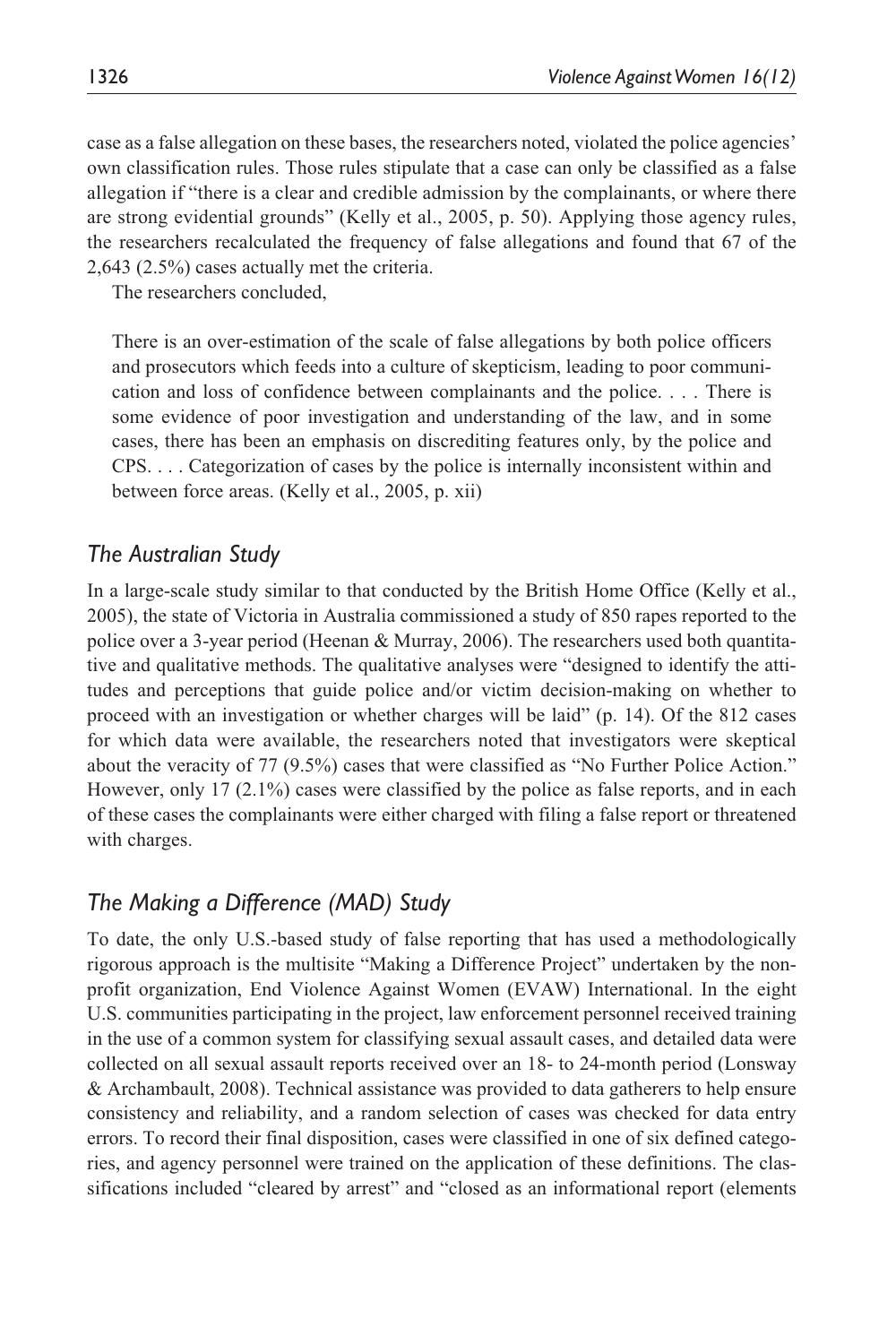case as a false allegation on these bases, the researchers noted, violated the police agencies' own classification rules. Those rules stipulate that a case can only be classified as a false allegation if "there is a clear and credible admission by the complainants, or where there are strong evidential grounds" (Kelly et al., 2005, p. 50). Applying those agency rules, the researchers recalculated the frequency of false allegations and found that 67 of the 2,643 (2.5%) cases actually met the criteria.

The researchers concluded,

> There is an over-estimation of the scale of false allegations by both police officers and prosecutors which feeds into a culture of skepticism, leading to poor communication and loss of confidence between complainants and the police. . . . There is some evidence of poor investigation and understanding of the law, and in some cases, there has been an emphasis on discrediting features only, by the police and CPS. . . . Categorization of cases by the police is internally inconsistent within and between force areas. (Kelly et al., 2005, p. xii)

## *The Australian Study*

In a large-scale study similar to that conducted by the British Home Office (Kelly et al., 2005), the state of Victoria in Australia commissioned a study of 850 rapes reported to the police over a 3-year period (Heenan & Murray, 2006). The researchers used both quantitative and qualitative methods. The qualitative analyses were "designed to identify the attitudes and perceptions that guide police and/or victim decision-making on whether to proceed with an investigation or whether charges will be laid" (p. 14). Of the 812 cases for which data were available, the researchers noted that investigators were skeptical about the veracity of 77 (9.5%) cases that were classified as "No Further Police Action." However, only 17 (2.1%) cases were classified by the police as false reports, and in each of these cases the complainants were either charged with filing a false report or threatened with charges.

## *The Making a Difference (MAD) Study*

To date, the only U.S.-based study of false reporting that has used a methodologically rigorous approach is the multisite "Making a Difference Project" undertaken by the nonprofit organization, End Violence Against Women (EVAW) International. In the eight U.S. communities participating in the project, law enforcement personnel received training in the use of a common system for classifying sexual assault cases, and detailed data were collected on all sexual assault reports received over an 18- to 24-month period (Lonsway & Archambault, 2008). Technical assistance was provided to data gatherers to help ensure consistency and reliability, and a random selection of cases was checked for data entry errors. To record their final disposition, cases were classified in one of six defined categories, and agency personnel were trained on the application of these definitions. The classifications included "cleared by arrest" and "closed as an informational report (elements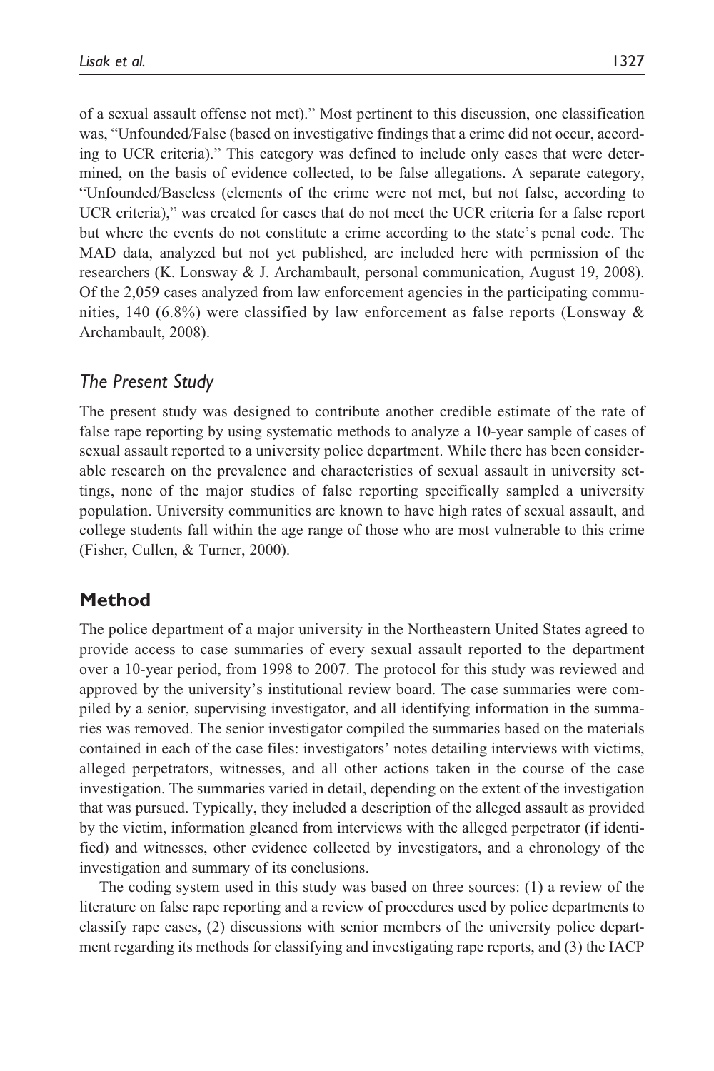of a sexual assault offense not met)." Most pertinent to this discussion, one classification was, "Unfounded/False (based on investigative findings that a crime did not occur, according to UCR criteria)." This category was defined to include only cases that were determined, on the basis of evidence collected, to be false allegations. A separate category, "Unfounded/Baseless (elements of the crime were not met, but not false, according to UCR criteria)," was created for cases that do not meet the UCR criteria for a false report but where the events do not constitute a crime according to the state's penal code. The MAD data, analyzed but not yet published, are included here with permission of the researchers (K. Lonsway & J. Archambault, personal communication, August 19, 2008). Of the 2,059 cases analyzed from law enforcement agencies in the participating communities, 140 (6.8%) were classified by law enforcement as false reports (Lonsway & Archambault, 2008).

### *The Present Study*

The present study was designed to contribute another credible estimate of the rate of false rape reporting by using systematic methods to analyze a 10-year sample of cases of sexual assault reported to a university police department. While there has been considerable research on the prevalence and characteristics of sexual assault in university settings, none of the major studies of false reporting specifically sampled a university population. University communities are known to have high rates of sexual assault, and college students fall within the age range of those who are most vulnerable to this crime (Fisher, Cullen, & Turner, 2000).

## **Method**

The police department of a major university in the Northeastern United States agreed to provide access to case summaries of every sexual assault reported to the department over a 10-year period, from 1998 to 2007. The protocol for this study was reviewed and approved by the university's institutional review board. The case summaries were compiled by a senior, supervising investigator, and all identifying information in the summaries was removed. The senior investigator compiled the summaries based on the materials contained in each of the case files: investigators' notes detailing interviews with victims, alleged perpetrators, witnesses, and all other actions taken in the course of the case investigation. The summaries varied in detail, depending on the extent of the investigation that was pursued. Typically, they included a description of the alleged assault as provided by the victim, information gleaned from interviews with the alleged perpetrator (if identified) and witnesses, other evidence collected by investigators, and a chronology of the investigation and summary of its conclusions.

The coding system used in this study was based on three sources: (1) a review of the literature on false rape reporting and a review of procedures used by police departments to classify rape cases, (2) discussions with senior members of the university police department regarding its methods for classifying and investigating rape reports, and (3) the IACP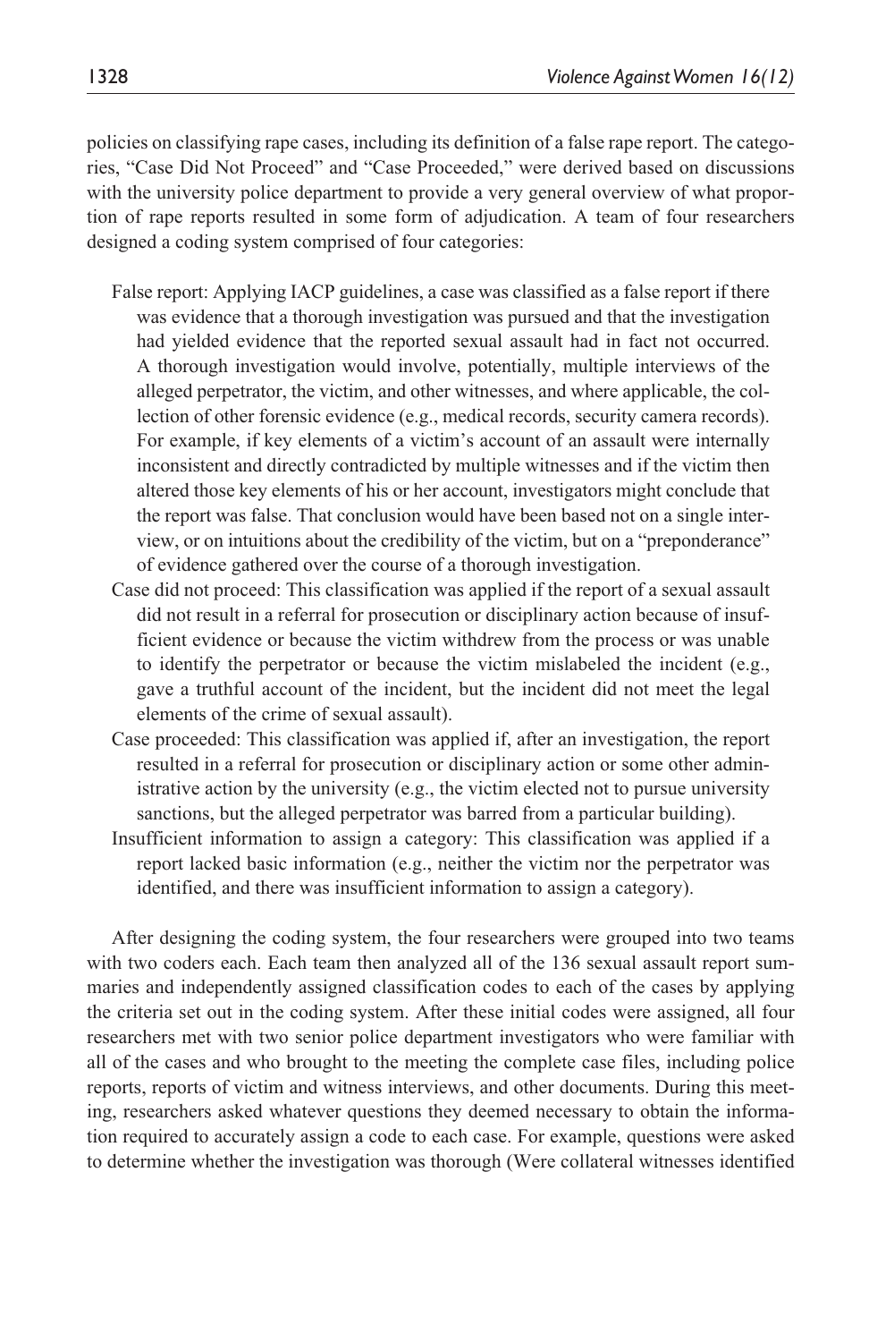policies on classifying rape cases, including its definition of a false rape report. The categories, "Case Did Not Proceed" and "Case Proceeded," were derived based on discussions with the university police department to provide a very general overview of what proportion of rape reports resulted in some form of adjudication. A team of four researchers designed a coding system comprised of four categories:

False report: Applying IACP guidelines, a case was classified as a false report if there was evidence that a thorough investigation was pursued and that the investigation had yielded evidence that the reported sexual assault had in fact not occurred. A thorough investigation would involve, potentially, multiple interviews of the alleged perpetrator, the victim, and other witnesses, and where applicable, the collection of other forensic evidence (e.g., medical records, security camera records). For example, if key elements of a victim's account of an assault were internally inconsistent and directly contradicted by multiple witnesses and if the victim then altered those key elements of his or her account, investigators might conclude that the report was false. That conclusion would have been based not on a single interview, or on intuitions about the credibility of the victim, but on a "preponderance" of evidence gathered over the course of a thorough investigation.

Case did not proceed: This classification was applied if the report of a sexual assault did not result in a referral for prosecution or disciplinary action because of insufficient evidence or because the victim withdrew from the process or was unable to identify the perpetrator or because the victim mislabeled the incident (e.g., gave a truthful account of the incident, but the incident did not meet the legal elements of the crime of sexual assault).

Case proceeded: This classification was applied if, after an investigation, the report resulted in a referral for prosecution or disciplinary action or some other administrative action by the university (e.g., the victim elected not to pursue university sanctions, but the alleged perpetrator was barred from a particular building).

Insufficient information to assign a category: This classification was applied if a report lacked basic information (e.g., neither the victim nor the perpetrator was identified, and there was insufficient information to assign a category).

After designing the coding system, the four researchers were grouped into two teams with two coders each. Each team then analyzed all of the 136 sexual assault report summaries and independently assigned classification codes to each of the cases by applying the criteria set out in the coding system. After these initial codes were assigned, all four researchers met with two senior police department investigators who were familiar with all of the cases and who brought to the meeting the complete case files, including police reports, reports of victim and witness interviews, and other documents. During this meeting, researchers asked whatever questions they deemed necessary to obtain the information required to accurately assign a code to each case. For example, questions were asked to determine whether the investigation was thorough (Were collateral witnesses identified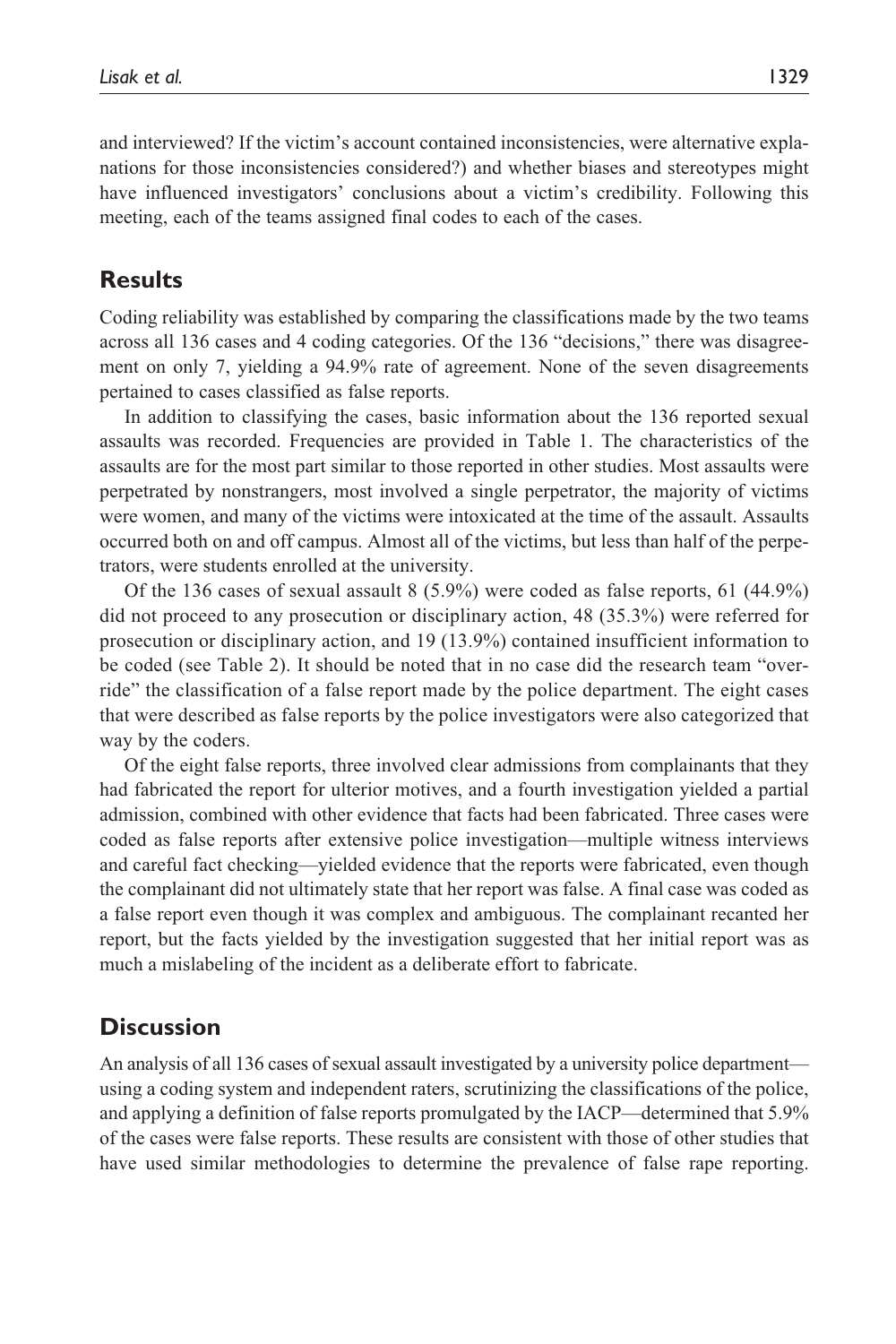and interviewed? If the victim's account contained inconsistencies, were alternative explanations for those inconsistencies considered?) and whether biases and stereotypes might have influenced investigators' conclusions about a victim's credibility. Following this meeting, each of the teams assigned final codes to each of the cases.

## Results

Coding reliability was established by comparing the classifications made by the two teams across all 136 cases and 4 coding categories. Of the 136 "decisions," there was disagreement on only 7, yielding a 94.9% rate of agreement. None of the seven disagreements pertained to cases classified as false reports.

In addition to classifying the cases, basic information about the 136 reported sexual assaults was recorded. Frequencies are provided in Table 1. The characteristics of the assaults are for the most part similar to those reported in other studies. Most assaults were perpetrated by nonstrangers, most involved a single perpetrator, the majority of victims were women, and many of the victims were intoxicated at the time of the assault. Assaults occurred both on and off campus. Almost all of the victims, but less than half of the perpetrators, were students enrolled at the university.

Of the 136 cases of sexual assault 8 (5.9%) were coded as false reports, 61 (44.9%) did not proceed to any prosecution or disciplinary action, 48 (35.3%) were referred for prosecution or disciplinary action, and 19 (13.9%) contained insufficient information to be coded (see Table 2). It should be noted that in no case did the research team "override" the classification of a false report made by the police department. The eight cases that were described as false reports by the police investigators were also categorized that way by the coders.

Of the eight false reports, three involved clear admissions from complainants that they had fabricated the report for ulterior motives, and a fourth investigation yielded a partial admission, combined with other evidence that facts had been fabricated. Three cases were coded as false reports after extensive police investigation—multiple witness interviews and careful fact checking—yielded evidence that the reports were fabricated, even though the complainant did not ultimately state that her report was false. A final case was coded as a false report even though it was complex and ambiguous. The complainant recanted her report, but the facts yielded by the investigation suggested that her initial report was as much a mislabeling of the incident as a deliberate effort to fabricate.

## Discussion

An analysis of all 136 cases of sexual assault investigated by a university police department—using a coding system and independent raters, scrutinizing the classifications of the police, and applying a definition of false reports promulgated by the IACP—determined that 5.9% of the cases were false reports. These results are consistent with those of other studies that have used similar methodologies to determine the prevalence of false rape reporting.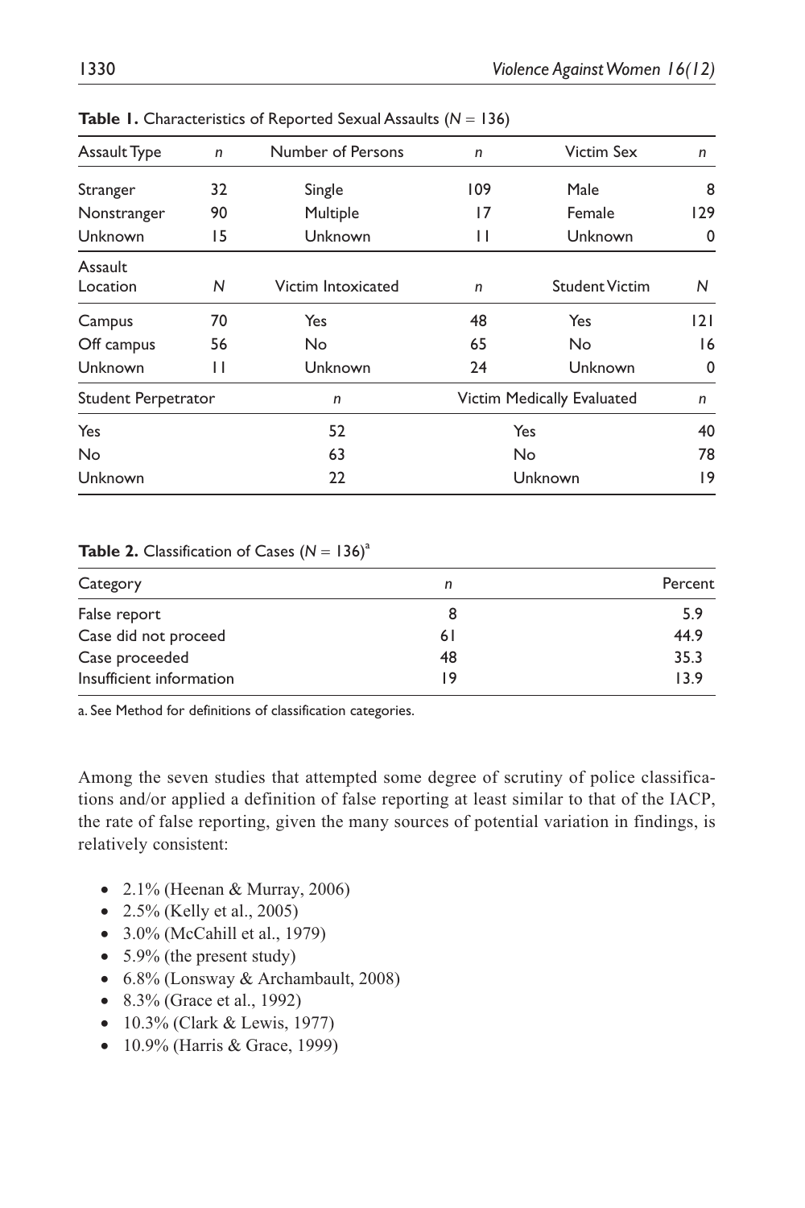**Table 1.** Characteristics of Reported Sexual Assaults (*N* = 136)

| Assault Type | *n* | Number of Persons | *n* | Victim Sex | *n* |
|---|---|---|---|---|---|
| Stranger | 32 | Single | 109 | Male | 8 |
| Nonstranger | 90 | Multiple | 17 | Female | 129 |
| Unknown | 15 | Unknown | 11 | Unknown | 0 |
| **Assault Location** | ***N*** | **Victim Intoxicated** | ***n*** | **Student Victim** | ***N*** |
| Campus | 70 | Yes | 48 | Yes | 121 |
| Off campus | 56 | No | 65 | No | 16 |
| Unknown | 11 | Unknown | 24 | Unknown | 0 |
| **Student Perpetrator** | | ***n*** | | **Victim Medically Evaluated** | ***n*** |
| Yes | | 52 | | Yes | 40 |
| No | | 63 | | No | 78 |
| Unknown | | 22 | | Unknown | 19 |

**Table 2.** Classification of Cases (*N* = 136)[a]

| Category | *n* | Percent |
|---|---|---|
| False report | 8 | 5.9 |
| Case did not proceed | 61 | 44.9 |
| Case proceeded | 48 | 35.3 |
| Insufficient information | 19 | 13.9 |

a. See Method for definitions of classification categories.

Among the seven studies that attempted some degree of scrutiny of police classifications and/or applied a definition of false reporting at least similar to that of the IACP, the rate of false reporting, given the many sources of potential variation in findings, is relatively consistent:

- 2.1% (Heenan & Murray, 2006)
- 2.5% (Kelly et al., 2005)
- 3.0% (McCahill et al., 1979)
- 5.9% (the present study)
- 6.8% (Lonsway & Archambault, 2008)
- 8.3% (Grace et al., 1992)
- 10.3% (Clark & Lewis, 1977)
- 10.9% (Harris & Grace, 1999)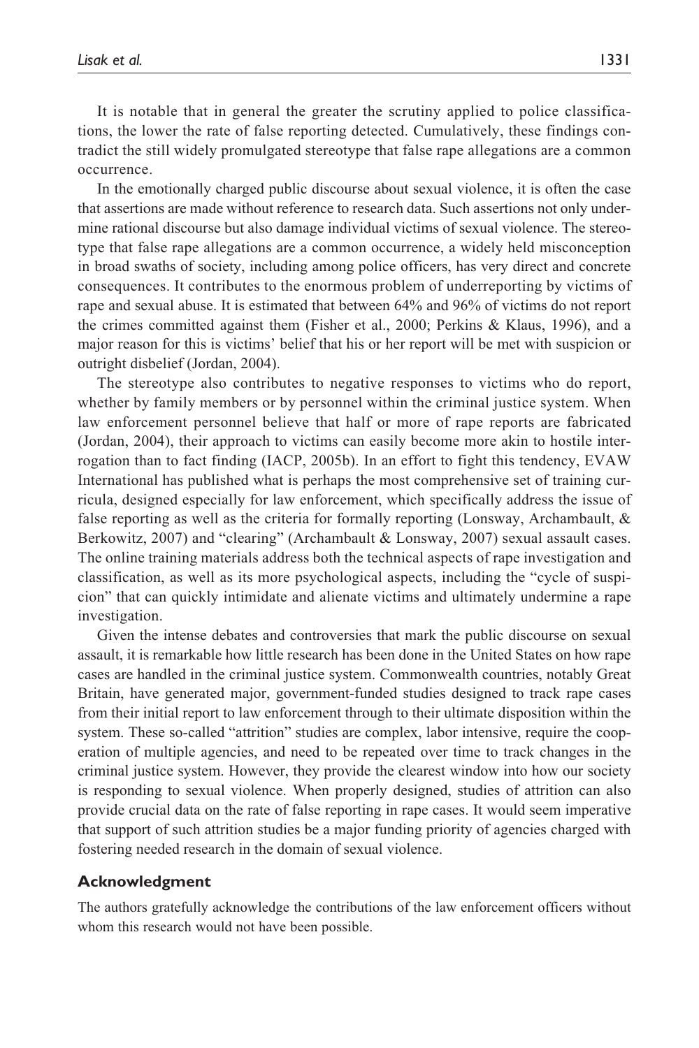It is notable that in general the greater the scrutiny applied to police classifications, the lower the rate of false reporting detected. Cumulatively, these findings contradict the still widely promulgated stereotype that false rape allegations are a common occurrence.

In the emotionally charged public discourse about sexual violence, it is often the case that assertions are made without reference to research data. Such assertions not only undermine rational discourse but also damage individual victims of sexual violence. The stereotype that false rape allegations are a common occurrence, a widely held misconception in broad swaths of society, including among police officers, has very direct and concrete consequences. It contributes to the enormous problem of underreporting by victims of rape and sexual abuse. It is estimated that between 64% and 96% of victims do not report the crimes committed against them (Fisher et al., 2000; Perkins & Klaus, 1996), and a major reason for this is victims' belief that his or her report will be met with suspicion or outright disbelief (Jordan, 2004).

The stereotype also contributes to negative responses to victims who do report, whether by family members or by personnel within the criminal justice system. When law enforcement personnel believe that half or more of rape reports are fabricated (Jordan, 2004), their approach to victims can easily become more akin to hostile interrogation than to fact finding (IACP, 2005b). In an effort to fight this tendency, EVAW International has published what is perhaps the most comprehensive set of training curricula, designed especially for law enforcement, which specifically address the issue of false reporting as well as the criteria for formally reporting (Lonsway, Archambault, & Berkowitz, 2007) and "clearing" (Archambault & Lonsway, 2007) sexual assault cases. The online training materials address both the technical aspects of rape investigation and classification, as well as its more psychological aspects, including the "cycle of suspicion" that can quickly intimidate and alienate victims and ultimately undermine a rape investigation.

Given the intense debates and controversies that mark the public discourse on sexual assault, it is remarkable how little research has been done in the United States on how rape cases are handled in the criminal justice system. Commonwealth countries, notably Great Britain, have generated major, government-funded studies designed to track rape cases from their initial report to law enforcement through to their ultimate disposition within the system. These so-called "attrition" studies are complex, labor intensive, require the cooperation of multiple agencies, and need to be repeated over time to track changes in the criminal justice system. However, they provide the clearest window into how our society is responding to sexual violence. When properly designed, studies of attrition can also provide crucial data on the rate of false reporting in rape cases. It would seem imperative that support of such attrition studies be a major funding priority of agencies charged with fostering needed research in the domain of sexual violence.

## Acknowledgment

The authors gratefully acknowledge the contributions of the law enforcement officers without whom this research would not have been possible.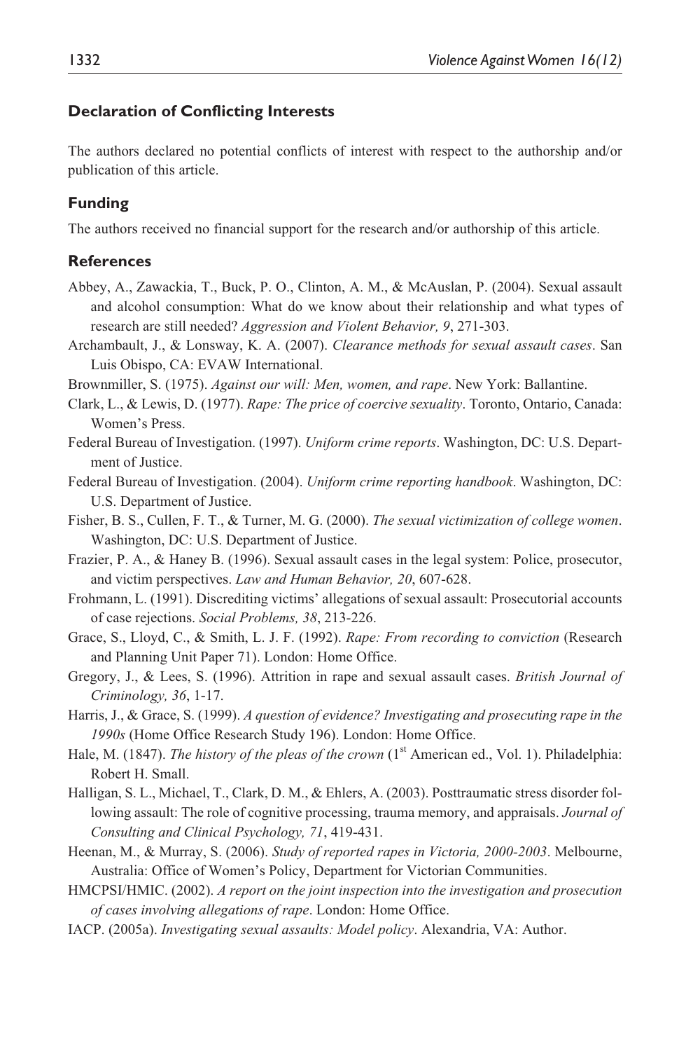## Declaration of Conflicting Interests

The authors declared no potential conflicts of interest with respect to the authorship and/or publication of this article.

## Funding

The authors received no financial support for the research and/or authorship of this article.

## References

Abbey, A., Zawackia, T., Buck, P. O., Clinton, A. M., & McAuslan, P. (2004). Sexual assault and alcohol consumption: What do we know about their relationship and what types of research are still needed? *Aggression and Violent Behavior, 9*, 271-303.

Archambault, J., & Lonsway, K. A. (2007). *Clearance methods for sexual assault cases*. San Luis Obispo, CA: EVAW International.

Brownmiller, S. (1975). *Against our will: Men, women, and rape*. New York: Ballantine.

Clark, L., & Lewis, D. (1977). *Rape: The price of coercive sexuality*. Toronto, Ontario, Canada: Women's Press.

Federal Bureau of Investigation. (1997). *Uniform crime reports*. Washington, DC: U.S. Department of Justice.

Federal Bureau of Investigation. (2004). *Uniform crime reporting handbook*. Washington, DC: U.S. Department of Justice.

Fisher, B. S., Cullen, F. T., & Turner, M. G. (2000). *The sexual victimization of college women*. Washington, DC: U.S. Department of Justice.

Frazier, P. A., & Haney B. (1996). Sexual assault cases in the legal system: Police, prosecutor, and victim perspectives. *Law and Human Behavior, 20*, 607-628.

Frohmann, L. (1991). Discrediting victims' allegations of sexual assault: Prosecutorial accounts of case rejections. *Social Problems, 38*, 213-226.

Grace, S., Lloyd, C., & Smith, L. J. F. (1992). *Rape: From recording to conviction* (Research and Planning Unit Paper 71). London: Home Office.

Gregory, J., & Lees, S. (1996). Attrition in rape and sexual assault cases. *British Journal of Criminology, 36*, 1-17.

Harris, J., & Grace, S. (1999). *A question of evidence? Investigating and prosecuting rape in the 1990s* (Home Office Research Study 196). London: Home Office.

Hale, M. (1847). *The history of the pleas of the crown* (1st American ed., Vol. 1). Philadelphia: Robert H. Small.

Halligan, S. L., Michael, T., Clark, D. M., & Ehlers, A. (2003). Posttraumatic stress disorder following assault: The role of cognitive processing, trauma memory, and appraisals. *Journal of Consulting and Clinical Psychology, 71*, 419-431.

Heenan, M., & Murray, S. (2006). *Study of reported rapes in Victoria, 2000-2003*. Melbourne, Australia: Office of Women's Policy, Department for Victorian Communities.

HMCPSI/HMIC. (2002). *A report on the joint inspection into the investigation and prosecution of cases involving allegations of rape*. London: Home Office.

IACP. (2005a). *Investigating sexual assaults: Model policy*. Alexandria, VA: Author.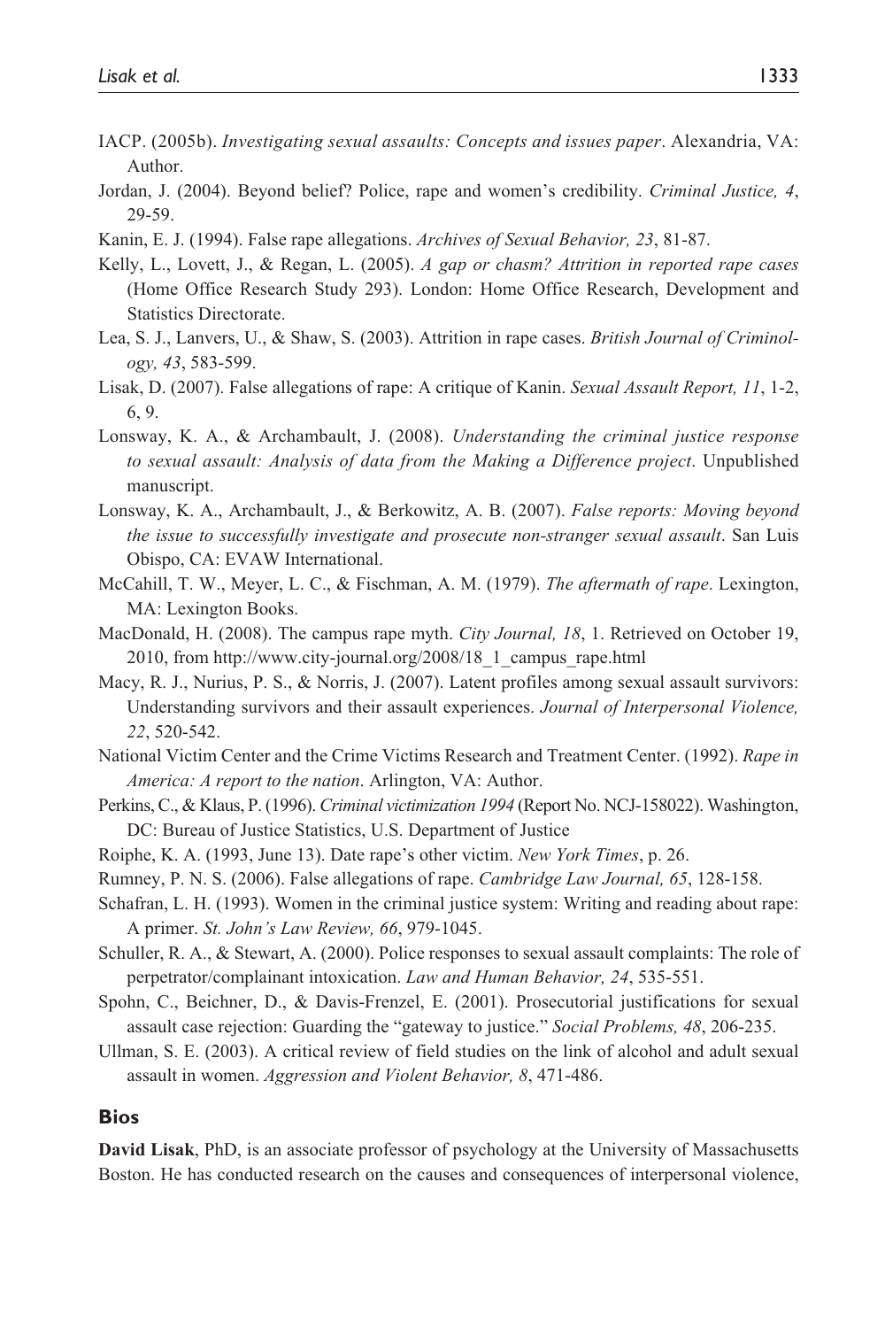IACP. (2005b). *Investigating sexual assaults: Concepts and issues paper*. Alexandria, VA: Author.

Jordan, J. (2004). Beyond belief? Police, rape and women's credibility. *Criminal Justice, 4*, 29-59.

Kanin, E. J. (1994). False rape allegations. *Archives of Sexual Behavior, 23*, 81-87.

Kelly, L., Lovett, J., & Regan, L. (2005). *A gap or chasm? Attrition in reported rape cases* (Home Office Research Study 293). London: Home Office Research, Development and Statistics Directorate.

Lea, S. J., Lanvers, U., & Shaw, S. (2003). Attrition in rape cases. *British Journal of Criminology, 43*, 583-599.

Lisak, D. (2007). False allegations of rape: A critique of Kanin. *Sexual Assault Report, 11*, 1-2, 6, 9.

Lonsway, K. A., & Archambault, J. (2008). *Understanding the criminal justice response to sexual assault: Analysis of data from the Making a Difference project*. Unpublished manuscript.

Lonsway, K. A., Archambault, J., & Berkowitz, A. B. (2007). *False reports: Moving beyond the issue to successfully investigate and prosecute non-stranger sexual assault*. San Luis Obispo, CA: EVAW International.

McCahill, T. W., Meyer, L. C., & Fischman, A. M. (1979). *The aftermath of rape*. Lexington, MA: Lexington Books.

MacDonald, H. (2008). The campus rape myth. *City Journal, 18*, 1. Retrieved on October 19, 2010, from http://www.city-journal.org/2008/18_1_campus_rape.html

Macy, R. J., Nurius, P. S., & Norris, J. (2007). Latent profiles among sexual assault survivors: Understanding survivors and their assault experiences. *Journal of Interpersonal Violence, 22*, 520-542.

National Victim Center and the Crime Victims Research and Treatment Center. (1992). *Rape in America: A report to the nation*. Arlington, VA: Author.

Perkins, C., & Klaus, P. (1996). *Criminal victimization 1994* (Report No. NCJ-158022). Washington, DC: Bureau of Justice Statistics, U.S. Department of Justice

Roiphe, K. A. (1993, June 13). Date rape's other victim. *New York Times*, p. 26.

Rumney, P. N. S. (2006). False allegations of rape. *Cambridge Law Journal, 65*, 128-158.

Schafran, L. H. (1993). Women in the criminal justice system: Writing and reading about rape: A primer. *St. John's Law Review, 66*, 979-1045.

Schuller, R. A., & Stewart, A. (2000). Police responses to sexual assault complaints: The role of perpetrator/complainant intoxication. *Law and Human Behavior, 24*, 535-551.

Spohn, C., Beichner, D., & Davis-Frenzel, E. (2001). Prosecutorial justifications for sexual assault case rejection: Guarding the "gateway to justice." *Social Problems, 48*, 206-235.

Ullman, S. E. (2003). A critical review of field studies on the link of alcohol and adult sexual assault in women. *Aggression and Violent Behavior, 8*, 471-486.

## Bios

**David Lisak**, PhD, is an associate professor of psychology at the University of Massachusetts Boston. He has conducted research on the causes and consequences of interpersonal violence,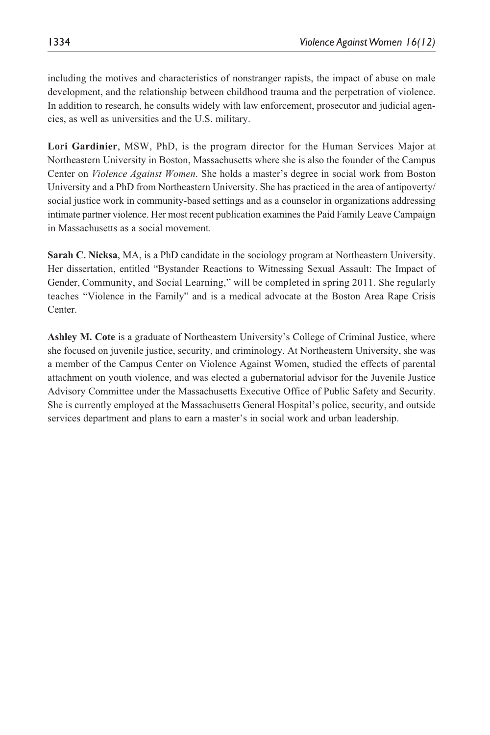including the motives and characteristics of nonstranger rapists, the impact of abuse on male development, and the relationship between childhood trauma and the perpetration of violence. In addition to research, he consults widely with law enforcement, prosecutor and judicial agencies, as well as universities and the U.S. military.

**Lori Gardinier**, MSW, PhD, is the program director for the Human Services Major at Northeastern University in Boston, Massachusetts where she is also the founder of the Campus Center on *Violence Against Women*. She holds a master's degree in social work from Boston University and a PhD from Northeastern University. She has practiced in the area of antipoverty/social justice work in community-based settings and as a counselor in organizations addressing intimate partner violence. Her most recent publication examines the Paid Family Leave Campaign in Massachusetts as a social movement.

**Sarah C. Nicksa**, MA, is a PhD candidate in the sociology program at Northeastern University. Her dissertation, entitled "Bystander Reactions to Witnessing Sexual Assault: The Impact of Gender, Community, and Social Learning," will be completed in spring 2011. She regularly teaches "Violence in the Family" and is a medical advocate at the Boston Area Rape Crisis Center.

**Ashley M. Cote** is a graduate of Northeastern University's College of Criminal Justice, where she focused on juvenile justice, security, and criminology. At Northeastern University, she was a member of the Campus Center on Violence Against Women, studied the effects of parental attachment on youth violence, and was elected a gubernatorial advisor for the Juvenile Justice Advisory Committee under the Massachusetts Executive Office of Public Safety and Security. She is currently employed at the Massachusetts General Hospital's police, security, and outside services department and plans to earn a master's in social work and urban leadership.